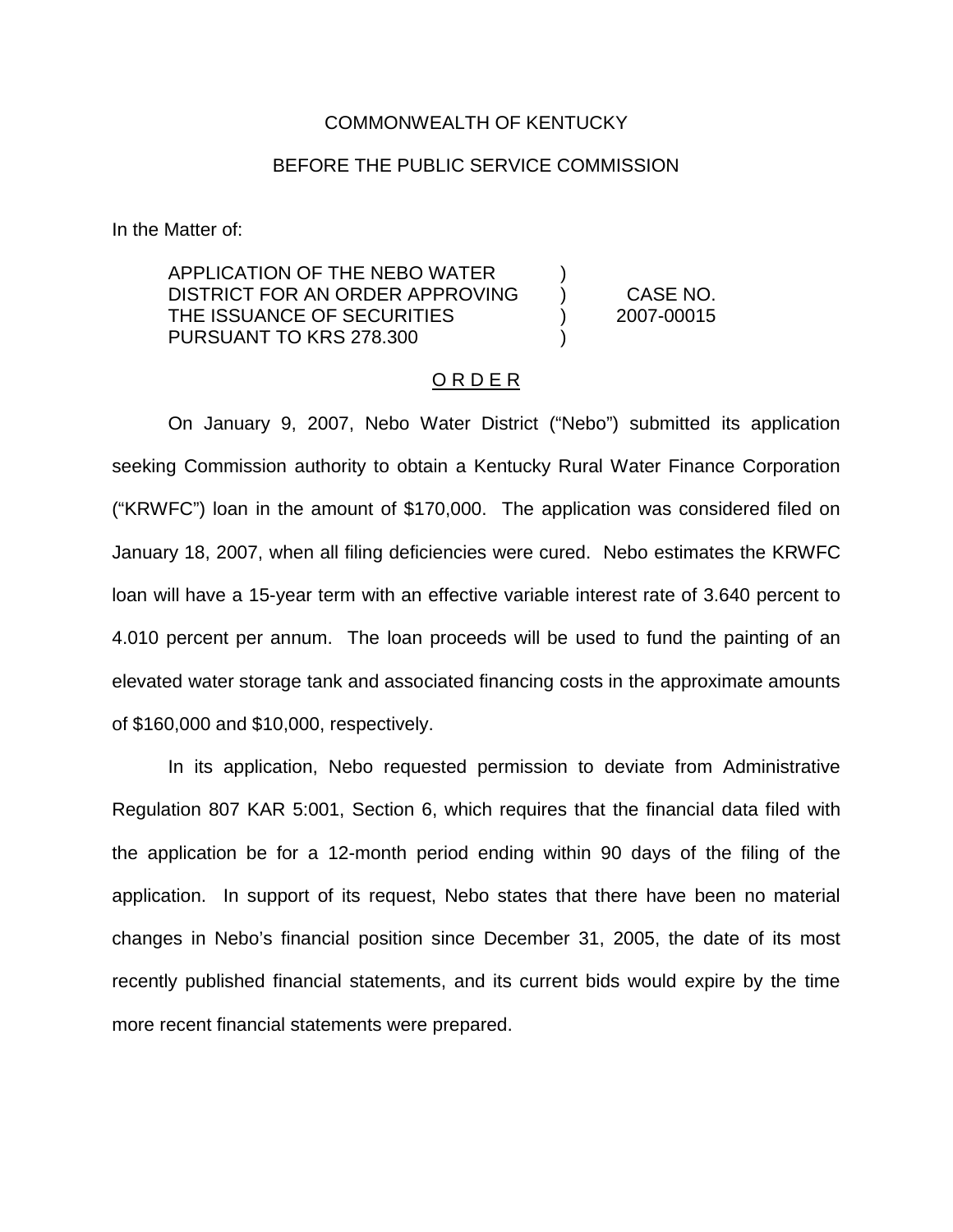COMMONWEALTH OF KENTUCKY

BEFORE THE PUBLIC SERVICE COMMISSION

In the Matter of:

| | | |
|---|---|---|
| APPLICATION OF THE NEBO WATER DISTRICT FOR AN ORDER APPROVING THE ISSUANCE OF SECURITIES PURSUANT TO KRS 278.300 | ) ) ) ) | CASE NO. 2007-00015 |

ORDER

On January 9, 2007, Nebo Water District ("Nebo") submitted its application seeking Commission authority to obtain a Kentucky Rural Water Finance Corporation ("KRWFC") loan in the amount of $170,000. The application was considered filed on January 18, 2007, when all filing deficiencies were cured. Nebo estimates the KRWFC loan will have a 15-year term with an effective variable interest rate of 3.640 percent to 4.010 percent per annum. The loan proceeds will be used to fund the painting of an elevated water storage tank and associated financing costs in the approximate amounts of $160,000 and $10,000, respectively.

In its application, Nebo requested permission to deviate from Administrative Regulation 807 KAR 5:001, Section 6, which requires that the financial data filed with the application be for a 12-month period ending within 90 days of the filing of the application. In support of its request, Nebo states that there have been no material changes in Nebo's financial position since December 31, 2005, the date of its most recently published financial statements, and its current bids would expire by the time more recent financial statements were prepared.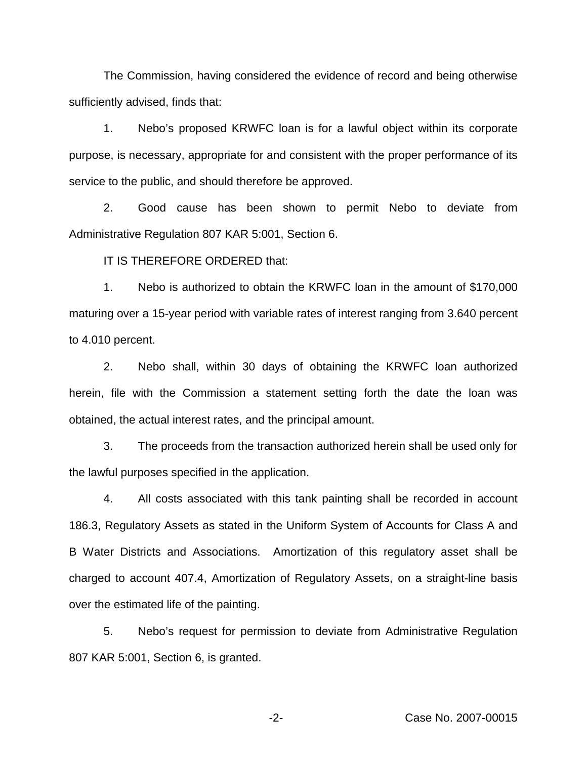The Commission, having considered the evidence of record and being otherwise sufficiently advised, finds that:

1. Nebo's proposed KRWFC loan is for a lawful object within its corporate purpose, is necessary, appropriate for and consistent with the proper performance of its service to the public, and should therefore be approved.

2. Good cause has been shown to permit Nebo to deviate from Administrative Regulation 807 KAR 5:001, Section 6.

IT IS THEREFORE ORDERED that:

1. Nebo is authorized to obtain the KRWFC loan in the amount of $170,000 maturing over a 15-year period with variable rates of interest ranging from 3.640 percent to 4.010 percent.

2. Nebo shall, within 30 days of obtaining the KRWFC loan authorized herein, file with the Commission a statement setting forth the date the loan was obtained, the actual interest rates, and the principal amount.

3. The proceeds from the transaction authorized herein shall be used only for the lawful purposes specified in the application.

4. All costs associated with this tank painting shall be recorded in account 186.3, Regulatory Assets as stated in the Uniform System of Accounts for Class A and B Water Districts and Associations. Amortization of this regulatory asset shall be charged to account 407.4, Amortization of Regulatory Assets, on a straight-line basis over the estimated life of the painting.

5. Nebo's request for permission to deviate from Administrative Regulation 807 KAR 5:001, Section 6, is granted.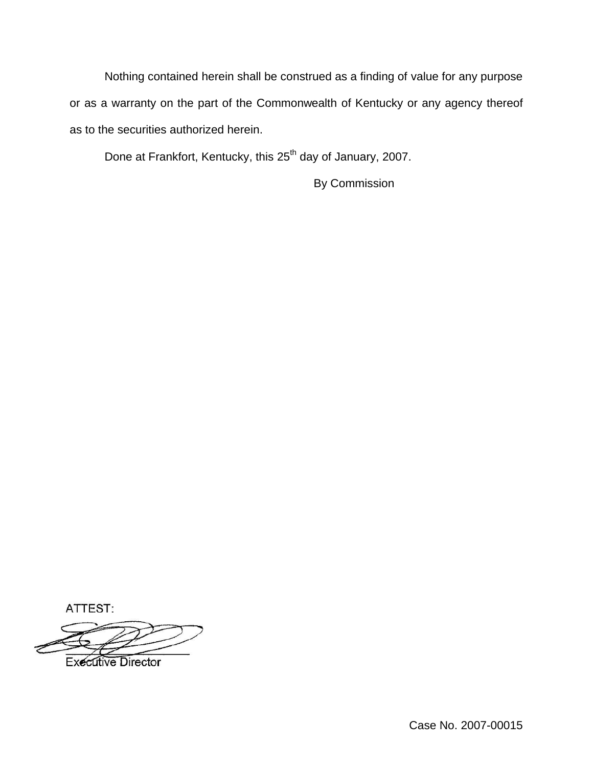Nothing contained herein shall be construed as a finding of value for any purpose or as a warranty on the part of the Commonwealth of Kentucky or any agency thereof as to the securities authorized herein.

Done at Frankfort, Kentucky, this 25th day of January, 2007.

By Commission

ATTEST:

Executive Director

Case No. 2007-00015